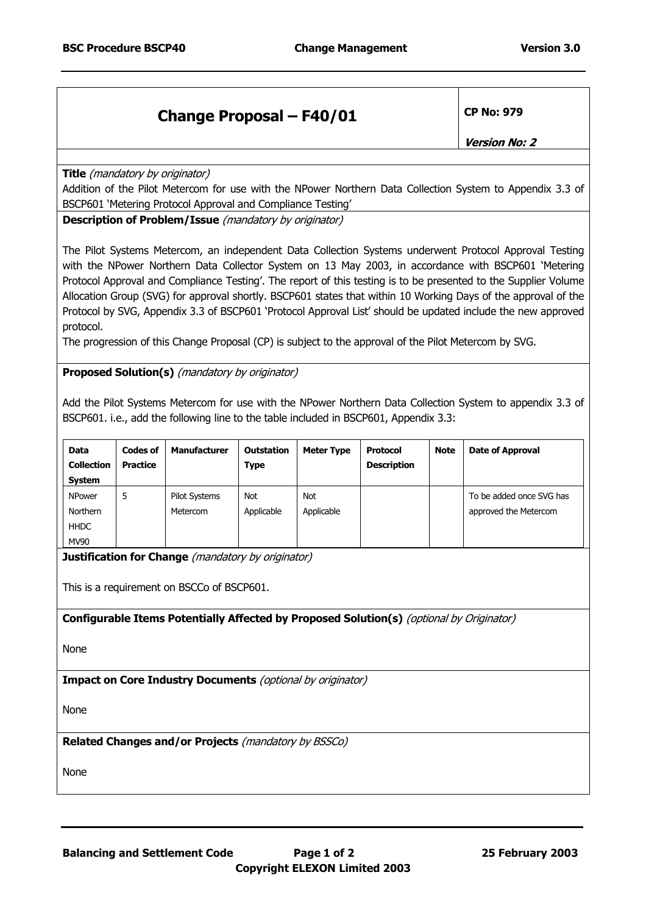# Change Proposal – F40/01

**CP No: 979**

***Version No: 2***

**Title** *(mandatory by originator)*

Addition of the Pilot Metercom for use with the NPower Northern Data Collection System to Appendix 3.3 of BSCP601 'Metering Protocol Approval and Compliance Testing'

**Description of Problem/Issue** *(mandatory by originator)*

The Pilot Systems Metercom, an independent Data Collection Systems underwent Protocol Approval Testing with the NPower Northern Data Collector System on 13 May 2003, in accordance with BSCP601 'Metering Protocol Approval and Compliance Testing'. The report of this testing is to be presented to the Supplier Volume Allocation Group (SVG) for approval shortly. BSCP601 states that within 10 Working Days of the approval of the Protocol by SVG, Appendix 3.3 of BSCP601 'Protocol Approval List' should be updated include the new approved protocol.

The progression of this Change Proposal (CP) is subject to the approval of the Pilot Metercom by SVG.

**Proposed Solution(s)** *(mandatory by originator)*

Add the Pilot Systems Metercom for use with the NPower Northern Data Collection System to appendix 3.3 of BSCP601. i.e., add the following line to the table included in BSCP601, Appendix 3.3:

| Data Collection System | Codes of Practice | Manufacturer | Outstation Type | Meter Type | Protocol Description | Note | Date of Approval |
|---|---|---|---|---|---|---|---|
| NPower Northern HHDC MV90 | 5 | Pilot Systems Metercom | Not Applicable | Not Applicable | | | To be added once SVG has approved the Metercom |

**Justification for Change** *(mandatory by originator)*

This is a requirement on BSCCo of BSCP601.

**Configurable Items Potentially Affected by Proposed Solution(s)** *(optional by Originator)*

None

**Impact on Core Industry Documents** *(optional by originator)*

None

**Related Changes and/or Projects** *(mandatory by BSSCo)*

None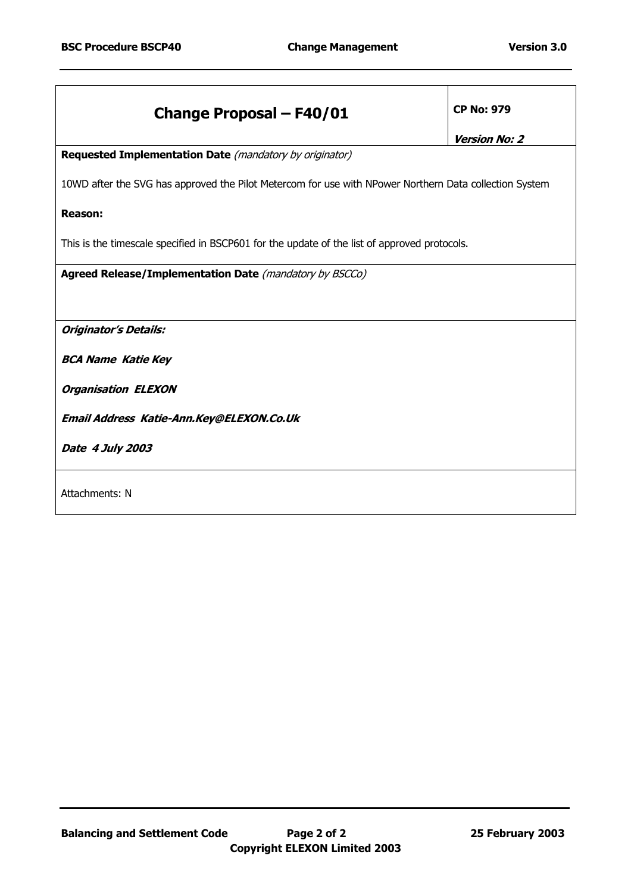| Change Proposal – F40/01 | CP No: 979<br><br>*Version No: 2* |
|---|---|
| **Requested Implementation Date** *(mandatory by originator)*<br><br>10WD after the SVG has approved the Pilot Metercom for use with NPower Northern Data collection System<br><br>**Reason:**<br><br>This is the timescale specified in BSCP601 for the update of the list of approved protocols. | |
| **Agreed Release/Implementation Date** *(mandatory by BSCCo)* | |
| ***Originator's Details:***<br><br>***BCA Name  Katie Key***<br><br>***Organisation  ELEXON***<br><br>***Email Address  Katie-Ann.Key@ELEXON.Co.Uk***<br><br>***Date  4 July 2003*** | |
| Attachments: N | |